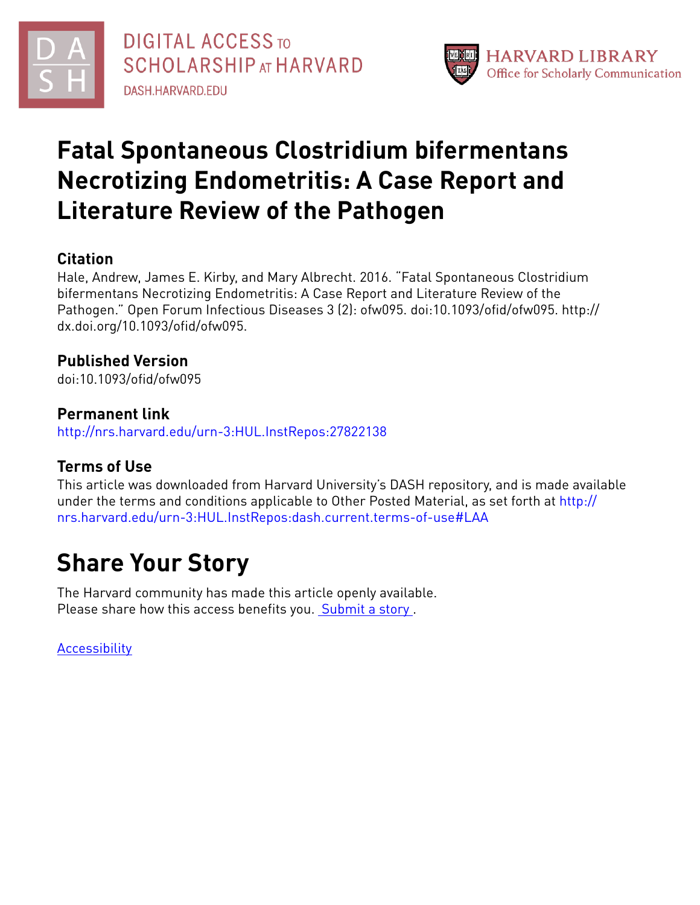DIGITAL ACCESS TO SCHOLARSHIP AT HARVARD

DASH.HARVARD.EDU

HARVARD LIBRARY
Office for Scholarly Communication

# Fatal Spontaneous Clostridium bifermentans Necrotizing Endometritis: A Case Report and Literature Review of the Pathogen

## Citation

Hale, Andrew, James E. Kirby, and Mary Albrecht. 2016. "Fatal Spontaneous Clostridium bifermentans Necrotizing Endometritis: A Case Report and Literature Review of the Pathogen." Open Forum Infectious Diseases 3 (2): ofw095. doi:10.1093/ofid/ofw095. http://dx.doi.org/10.1093/ofid/ofw095.

## Published Version

doi:10.1093/ofid/ofw095

## Permanent link

http://nrs.harvard.edu/urn-3:HUL.InstRepos:27822138

## Terms of Use

This article was downloaded from Harvard University's DASH repository, and is made available under the terms and conditions applicable to Other Posted Material, as set forth at http://nrs.harvard.edu/urn-3:HUL.InstRepos:dash.current.terms-of-use#LAA

# Share Your Story

The Harvard community has made this article openly available.
Please share how this access benefits you. Submit a story .

Accessibility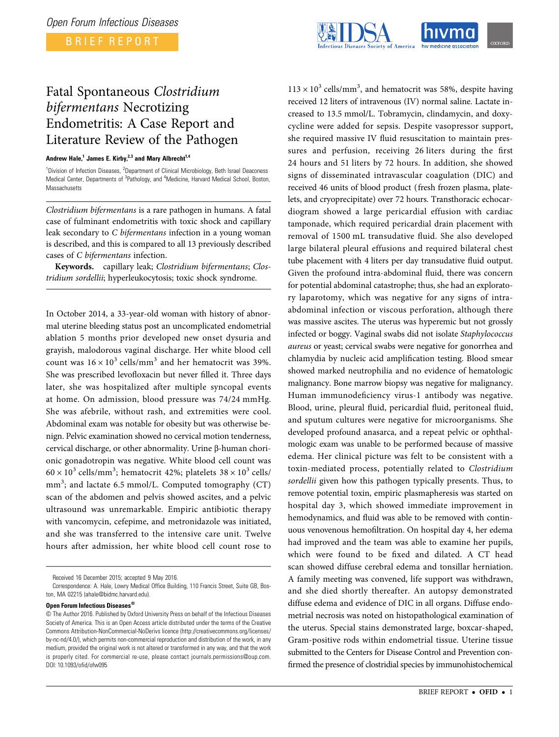# Fatal Spontaneous *Clostridium bifermentans* Necrotizing Endometritis: A Case Report and Literature Review of the Pathogen

**Andrew Hale,[1] James E. Kirby,[2,3] and Mary Albrecht[1,4]**

[1]Division of Infection Diseases, [2]Department of Clinical Microbiology, Beth Israel Deaconess Medical Center, Departments of [3]Pathology, and [4]Medicine, Harvard Medical School, Boston, Massachusetts

*Clostridium bifermentans* is a rare pathogen in humans. A fatal case of fulminant endometritis with toxic shock and capillary leak secondary to *C bifermentans* infection in a young woman is described, and this is compared to all 13 previously described cases of *C bifermentans* infection.

**Keywords.** capillary leak; *Clostridium bifermentans*; *Clostridium sordellii*; hyperleukocytosis; toxic shock syndrome.

In October 2014, a 33-year-old woman with history of abnormal uterine bleeding status post an uncomplicated endometrial ablation 5 months prior developed new onset dysuria and grayish, malodorous vaginal discharge. Her white blood cell count was $16 \times 10^3$ cells/mm$^3$ and her hematocrit was 39%. She was prescribed levofloxacin but never filled it. Three days later, she was hospitalized after multiple syncopal events at home. On admission, blood pressure was 74/24 mmHg. She was afebrile, without rash, and extremities were cool. Abdominal exam was notable for obesity but was otherwise benign. Pelvic examination showed no cervical motion tenderness, cervical discharge, or other abnormality. Urine β-human chorionic gonadotropin was negative. White blood cell count was $60 \times 10^3$ cells/mm$^3$; hematocrit 42%; platelets $38 \times 10^3$ cells/mm$^3$; and lactate 6.5 mmol/L. Computed tomography (CT) scan of the abdomen and pelvis showed ascites, and a pelvic ultrasound was unremarkable. Empiric antibiotic therapy with vancomycin, cefepime, and metronidazole was initiated, and she was transferred to the intensive care unit. Twelve hours after admission, her white blood cell count rose to $113 \times 10^3$ cells/mm$^3$, and hematocrit was 58%, despite having received 12 liters of intravenous (IV) normal saline. Lactate increased to 13.5 mmol/L. Tobramycin, clindamycin, and doxycycline were added for sepsis. Despite vasopressor support, she required massive IV fluid resuscitation to maintain pressures and perfusion, receiving 26 liters during the first 24 hours and 51 liters by 72 hours. In addition, she showed signs of disseminated intravascular coagulation (DIC) and received 46 units of blood product (fresh frozen plasma, platelets, and cryoprecipitate) over 72 hours. Transthoracic echocardiogram showed a large pericardial effusion with cardiac tamponade, which required pericardial drain placement with removal of 1500 mL transudative fluid. She also developed large bilateral pleural effusions and required bilateral chest tube placement with 4 liters per day transudative fluid output. Given the profound intra-abdominal fluid, there was concern for potential abdominal catastrophe; thus, she had an exploratory laparotomy, which was negative for any signs of intra-abdominal infection or viscous perforation, although there was massive ascites. The uterus was hyperemic but not grossly infected or boggy. Vaginal swabs did not isolate *Staphylococcus aureus* or yeast; cervical swabs were negative for gonorrhea and chlamydia by nucleic acid amplification testing. Blood smear showed marked neutrophilia and no evidence of hematologic malignancy. Bone marrow biopsy was negative for malignancy. Human immunodeficiency virus-1 antibody was negative. Blood, urine, pleural fluid, pericardial fluid, peritoneal fluid, and sputum cultures were negative for microorganisms. She developed profound anasarca, and a repeat pelvic or ophthalmologic exam was unable to be performed because of massive edema. Her clinical picture was felt to be consistent with a toxin-mediated process, potentially related to *Clostridium sordellii* given how this pathogen typically presents. Thus, to remove potential toxin, empiric plasmapheresis was started on hospital day 3, which showed immediate improvement in hemodynamics, and fluid was able to be removed with continuous venovenous hemofiltration. On hospital day 4, her edema had improved and the team was able to examine her pupils, which were found to be fixed and dilated. A CT head scan showed diffuse cerebral edema and tonsillar herniation. A family meeting was convened, life support was withdrawn, and she died shortly thereafter. An autopsy demonstrated diffuse edema and evidence of DIC in all organs. Diffuse endometrial necrosis was noted on histopathological examination of the uterus. Special stains demonstrated large, boxcar-shaped, Gram-positive rods within endometrial tissue. Uterine tissue submitted to the Centers for Disease Control and Prevention confirmed the presence of clostridial species by immunohistochemical

Received 16 December 2015; accepted 9 May 2016.

Correspondence: A. Hale, Lowry Medical Office Building, 110 Francis Street, Suite GB, Boston, MA 02215 (ahale@bidmc.harvard.edu).

**Open Forum Infectious Diseases®**

© The Author 2016. Published by Oxford University Press on behalf of the Infectious Diseases Society of America. This is an Open Access article distributed under the terms of the Creative Commons Attribution-NonCommercial-NoDerivs licence (http://creativecommons.org/licenses/by-nc-nd/4.0/), which permits non-commercial reproduction and distribution of the work, in any medium, provided the original work is not altered or transformed in any way, and that the work is properly cited. For commercial re-use, please contact journals.permissions@oup.com.
DOI: 10.1093/ofid/ofw095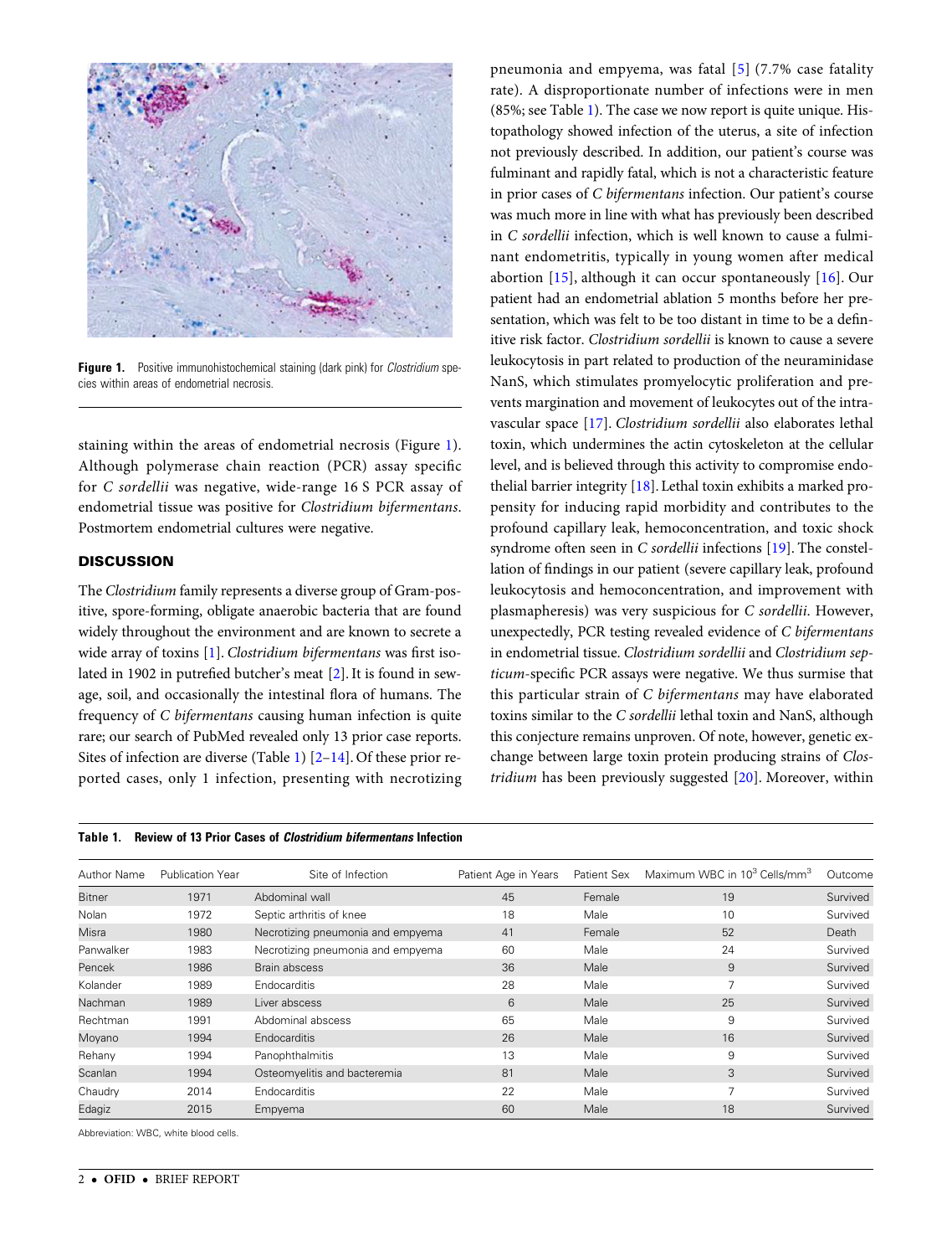Figure 1. Positive immunohistochemical staining (dark pink) for *Clostridium* species within areas of endometrial necrosis.

staining within the areas of endometrial necrosis (Figure 1). Although polymerase chain reaction (PCR) assay specific for *C sordellii* was negative, wide-range 16 S PCR assay of endometrial tissue was positive for *Clostridium bifermentans*. Postmortem endometrial cultures were negative.

## DISCUSSION

The *Clostridium* family represents a diverse group of Gram-positive, spore-forming, obligate anaerobic bacteria that are found widely throughout the environment and are known to secrete a wide array of toxins [1]. *Clostridium bifermentans* was first isolated in 1902 in putrefied butcher's meat [2]. It is found in sewage, soil, and occasionally the intestinal flora of humans. The frequency of *C bifermentans* causing human infection is quite rare; our search of PubMed revealed only 13 prior case reports. Sites of infection are diverse (Table 1) [2–14]. Of these prior reported cases, only 1 infection, presenting with necrotizing pneumonia and empyema, was fatal [5] (7.7% case fatality rate). A disproportionate number of infections were in men (85%; see Table 1). The case we now report is quite unique. Histopathology showed infection of the uterus, a site of infection not previously described. In addition, our patient's course was fulminant and rapidly fatal, which is not a characteristic feature in prior cases of *C bifermentans* infection. Our patient's course was much more in line with what has previously been described in *C sordellii* infection, which is well known to cause a fulminant endometritis, typically in young women after medical abortion [15], although it can occur spontaneously [16]. Our patient had an endometrial ablation 5 months before her presentation, which was felt to be too distant in time to be a definitive risk factor. *Clostridium sordellii* is known to cause a severe leukocytosis in part related to production of the neuraminidase NanS, which stimulates promyelocytic proliferation and prevents margination and movement of leukocytes out of the intravascular space [17]. *Clostridium sordellii* also elaborates lethal toxin, which undermines the actin cytoskeleton at the cellular level, and is believed through this activity to compromise endothelial barrier integrity [18]. Lethal toxin exhibits a marked propensity for inducing rapid morbidity and contributes to the profound capillary leak, hemoconcentration, and toxic shock syndrome often seen in *C sordellii* infections [19]. The constellation of findings in our patient (severe capillary leak, profound leukocytosis and hemoconcentration, and improvement with plasmapheresis) was very suspicious for *C sordellii*. However, unexpectedly, PCR testing revealed evidence of *C bifermentans* in endometrial tissue. *Clostridium sordellii* and *Clostridium septicum*-specific PCR assays were negative. We thus surmise that this particular strain of *C bifermentans* may have elaborated toxins similar to the *C sordellii* lethal toxin and NanS, although this conjecture remains unproven. Of note, however, genetic exchange between large toxin protein producing strains of *Clostridium* has been previously suggested [20]. Moreover, within

**Table 1. Review of 13 Prior Cases of *Clostridium bifermentans* Infection**

| Author Name | Publication Year | Site of Infection | Patient Age in Years | Patient Sex | Maximum WBC in $10^3$ Cells/mm$^3$ | Outcome |
|---|---|---|---|---|---|---|
| Bitner | 1971 | Abdominal wall | 45 | Female | 19 | Survived |
| Nolan | 1972 | Septic arthritis of knee | 18 | Male | 10 | Survived |
| Misra | 1980 | Necrotizing pneumonia and empyema | 41 | Female | 52 | Death |
| Panwalker | 1983 | Necrotizing pneumonia and empyema | 60 | Male | 24 | Survived |
| Pencek | 1986 | Brain abscess | 36 | Male | 9 | Survived |
| Kolander | 1989 | Endocarditis | 28 | Male | 7 | Survived |
| Nachman | 1989 | Liver abscess | 6 | Male | 25 | Survived |
| Rechtman | 1991 | Abdominal abscess | 65 | Male | 9 | Survived |
| Moyano | 1994 | Endocarditis | 26 | Male | 16 | Survived |
| Rehany | 1994 | Panophthalmitis | 13 | Male | 9 | Survived |
| Scanlan | 1994 | Osteomyelitis and bacteremia | 81 | Male | 3 | Survived |
| Chaudry | 2014 | Endocarditis | 22 | Male | 7 | Survived |
| Edagiz | 2015 | Empyema | 60 | Male | 18 | Survived |

Abbreviation: WBC, white blood cells.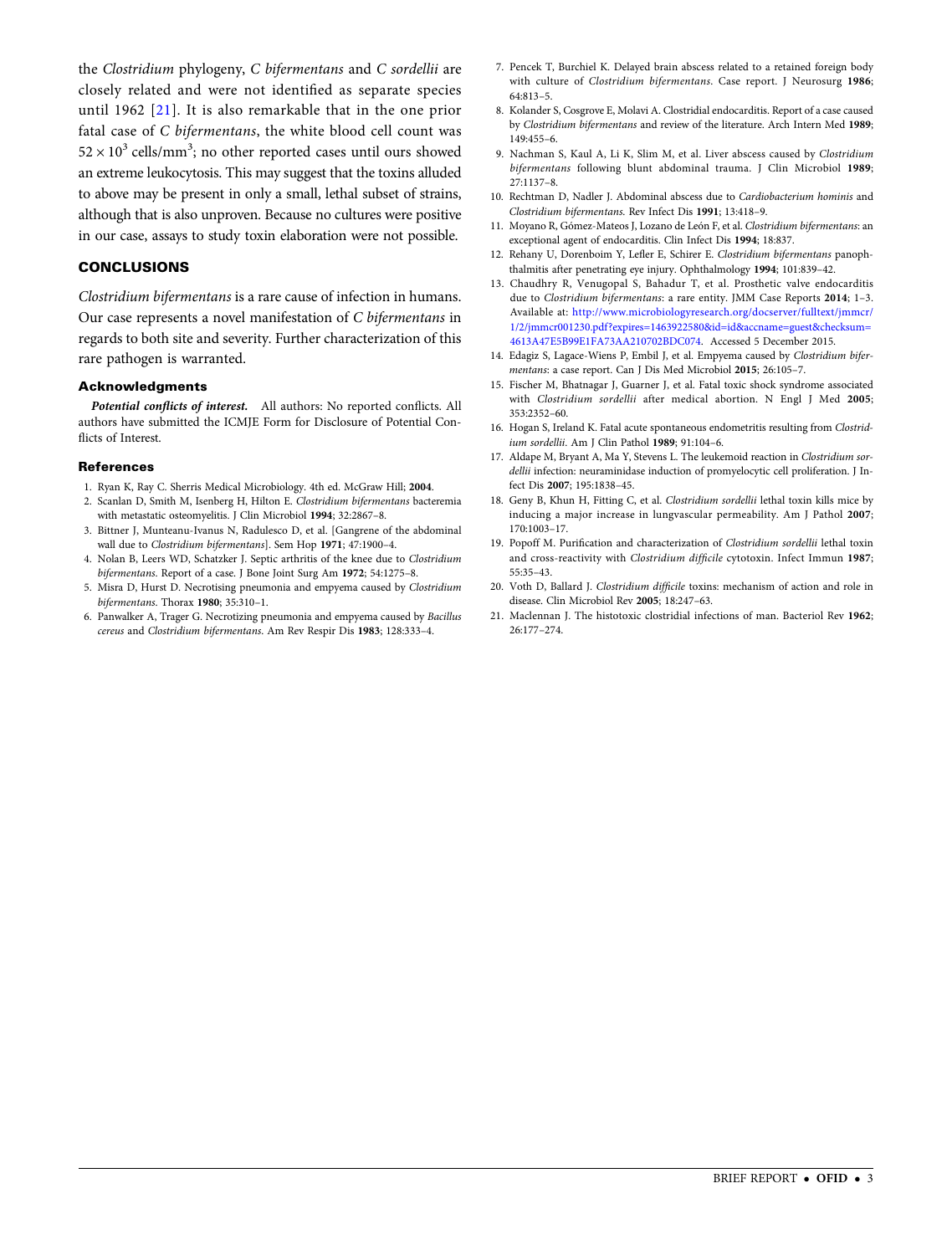the *Clostridium* phylogeny, *C bifermentans* and *C sordellii* are closely related and were not identified as separate species until 1962 [21]. It is also remarkable that in the one prior fatal case of *C bifermentans*, the white blood cell count was $52 \times 10^3$ cells/mm$^3$; no other reported cases until ours showed an extreme leukocytosis. This may suggest that the toxins alluded to above may be present in only a small, lethal subset of strains, although that is also unproven. Because no cultures were positive in our case, assays to study toxin elaboration were not possible.

## CONCLUSIONS

*Clostridium bifermentans* is a rare cause of infection in humans. Our case represents a novel manifestation of *C bifermentans* in regards to both site and severity. Further characterization of this rare pathogen is warranted.

### Acknowledgments

***Potential conflicts of interest.*** All authors: No reported conflicts. All authors have submitted the ICMJE Form for Disclosure of Potential Conflicts of Interest.

### References

1. Ryan K, Ray C. Sherris Medical Microbiology. 4th ed. McGraw Hill; **2004**.
2. Scanlan D, Smith M, Isenberg H, Hilton E. *Clostridium bifermentans* bacteremia with metastatic osteomyelitis. J Clin Microbiol **1994**; 32:2867–8.
3. Bittner J, Munteanu-Ivanus N, Radulesco D, et al. [Gangrene of the abdominal wall due to *Clostridium bifermentans*]. Sem Hop **1971**; 47:1900–4.
4. Nolan B, Leers WD, Schatzker J. Septic arthritis of the knee due to *Clostridium bifermentans*. Report of a case. J Bone Joint Surg Am **1972**; 54:1275–8.
5. Misra D, Hurst D. Necrotising pneumonia and empyema caused by *Clostridium bifermentans*. Thorax **1980**; 35:310–1.
6. Panwalker A, Trager G. Necrotizing pneumonia and empyema caused by *Bacillus cereus* and *Clostridium bifermentans*. Am Rev Respir Dis **1983**; 128:333–4.
7. Pencek T, Burchiel K. Delayed brain abscess related to a retained foreign body with culture of *Clostridium bifermentans*. Case report. J Neurosurg **1986**; 64:813–5.
8. Kolander S, Cosgrove E, Molavi A. Clostridial endocarditis. Report of a case caused by *Clostridium bifermentans* and review of the literature. Arch Intern Med **1989**; 149:455–6.
9. Nachman S, Kaul A, Li K, Slim M, et al. Liver abscess caused by *Clostridium bifermentans* following blunt abdominal trauma. J Clin Microbiol **1989**; 27:1137–8.
10. Rechtman D, Nadler J. Abdominal abscess due to *Cardiobacterium hominis* and *Clostridium bifermentans*. Rev Infect Dis **1991**; 13:418–9.
11. Moyano R, Gómez-Mateos J, Lozano de León F, et al. *Clostridium bifermentans*: an exceptional agent of endocarditis. Clin Infect Dis **1994**; 18:837.
12. Rehany U, Dorenboim Y, Lefler E, Schirer E. *Clostridium bifermentans* panophthalmitis after penetrating eye injury. Ophthalmology **1994**; 101:839–42.
13. Chaudhry R, Venugopal S, Bahadur T, et al. Prosthetic valve endocarditis due to *Clostridium bifermentans*: a rare entity. JMM Case Reports **2014**; 1–3. Available at: http://www.microbiologyresearch.org/docserver/fulltext/jmmcr/1/2/jmmcr001230.pdf?expires=1463922580&id=id&accname=guest&checksum=4613A47E5B99E1FA73AA210702BDC074. Accessed 5 December 2015.
14. Edagiz S, Lagace-Wiens P, Embil J, et al. Empyema caused by *Clostridium bifermentans*: a case report. Can J Dis Med Microbiol **2015**; 26:105–7.
15. Fischer M, Bhatnagar J, Guarner J, et al. Fatal toxic shock syndrome associated with *Clostridium sordellii* after medical abortion. N Engl J Med **2005**; 353:2352–60.
16. Hogan S, Ireland K. Fatal acute spontaneous endometritis resulting from *Clostridium sordellii*. Am J Clin Pathol **1989**; 91:104–6.
17. Aldape M, Bryant A, Ma Y, Stevens L. The leukemoid reaction in *Clostridium sordellii* infection: neuraminidase induction of promyelocytic cell proliferation. J Infect Dis **2007**; 195:1838–45.
18. Geny B, Khun H, Fitting C, et al. *Clostridium sordellii* lethal toxin kills mice by inducing a major increase in lungvascular permeability. Am J Pathol **2007**; 170:1003–17.
19. Popoff M. Purification and characterization of *Clostridium sordellii* lethal toxin and cross-reactivity with *Clostridium difficile* cytotoxin. Infect Immun **1987**; 55:35–43.
20. Voth D, Ballard J. *Clostridium difficile* toxins: mechanism of action and role in disease. Clin Microbiol Rev **2005**; 18:247–63.
21. Maclennan J. The histotoxic clostridial infections of man. Bacteriol Rev **1962**; 26:177–274.